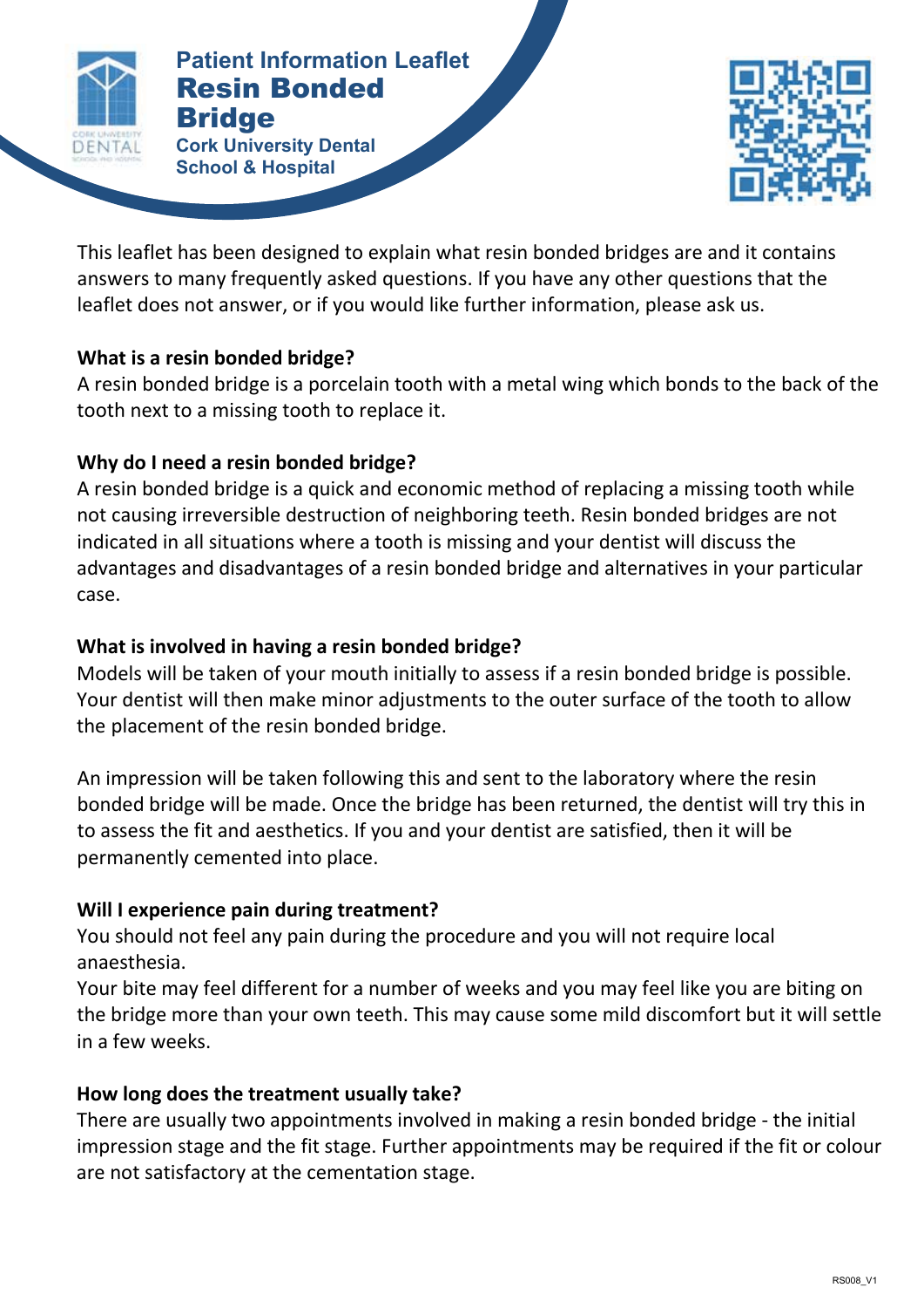Patient Information Leaflet

# Resin Bonded Bridge

Cork University Dental School & Hospital

This leaflet has been designed to explain what resin bonded bridges are and it contains answers to many frequently asked questions. If you have any other questions that the leaflet does not answer, or if you would like further information, please ask us.

**What is a resin bonded bridge?**

A resin bonded bridge is a porcelain tooth with a metal wing which bonds to the back of the tooth next to a missing tooth to replace it.

**Why do I need a resin bonded bridge?**

A resin bonded bridge is a quick and economic method of replacing a missing tooth while not causing irreversible destruction of neighboring teeth. Resin bonded bridges are not indicated in all situations where a tooth is missing and your dentist will discuss the advantages and disadvantages of a resin bonded bridge and alternatives in your particular case.

**What is involved in having a resin bonded bridge?**

Models will be taken of your mouth initially to assess if a resin bonded bridge is possible. Your dentist will then make minor adjustments to the outer surface of the tooth to allow the placement of the resin bonded bridge.

An impression will be taken following this and sent to the laboratory where the resin bonded bridge will be made. Once the bridge has been returned, the dentist will try this in to assess the fit and aesthetics. If you and your dentist are satisfied, then it will be permanently cemented into place.

**Will I experience pain during treatment?**

You should not feel any pain during the procedure and you will not require local anaesthesia.

Your bite may feel different for a number of weeks and you may feel like you are biting on the bridge more than your own teeth. This may cause some mild discomfort but it will settle in a few weeks.

**How long does the treatment usually take?**

There are usually two appointments involved in making a resin bonded bridge - the initial impression stage and the fit stage. Further appointments may be required if the fit or colour are not satisfactory at the cementation stage.

RS008_V1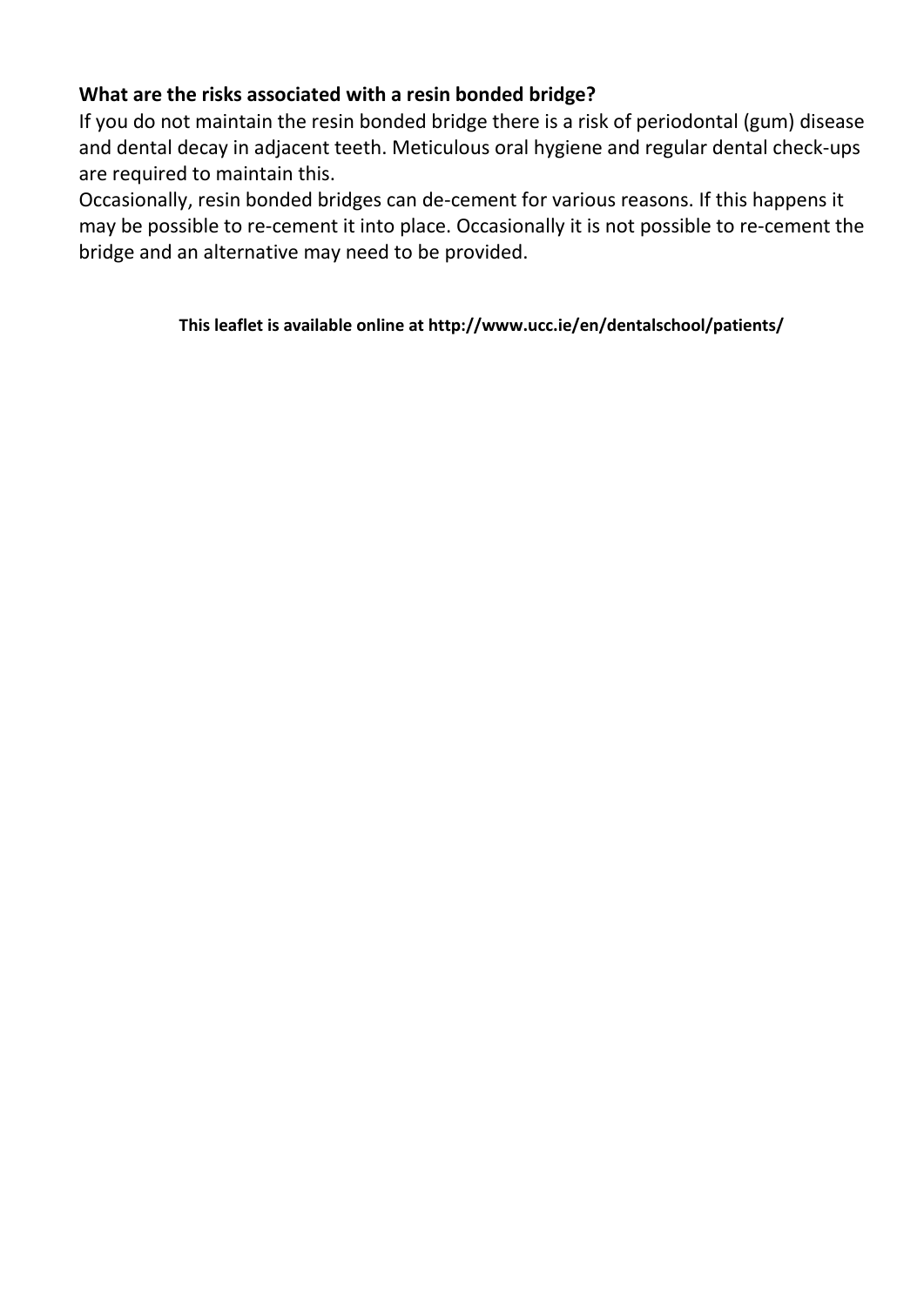**What are the risks associated with a resin bonded bridge?**

If you do not maintain the resin bonded bridge there is a risk of periodontal (gum) disease and dental decay in adjacent teeth. Meticulous oral hygiene and regular dental check-ups are required to maintain this.

Occasionally, resin bonded bridges can de-cement for various reasons. If this happens it may be possible to re-cement it into place. Occasionally it is not possible to re-cement the bridge and an alternative may need to be provided.

**This leaflet is available online at http://www.ucc.ie/en/dentalschool/patients/**